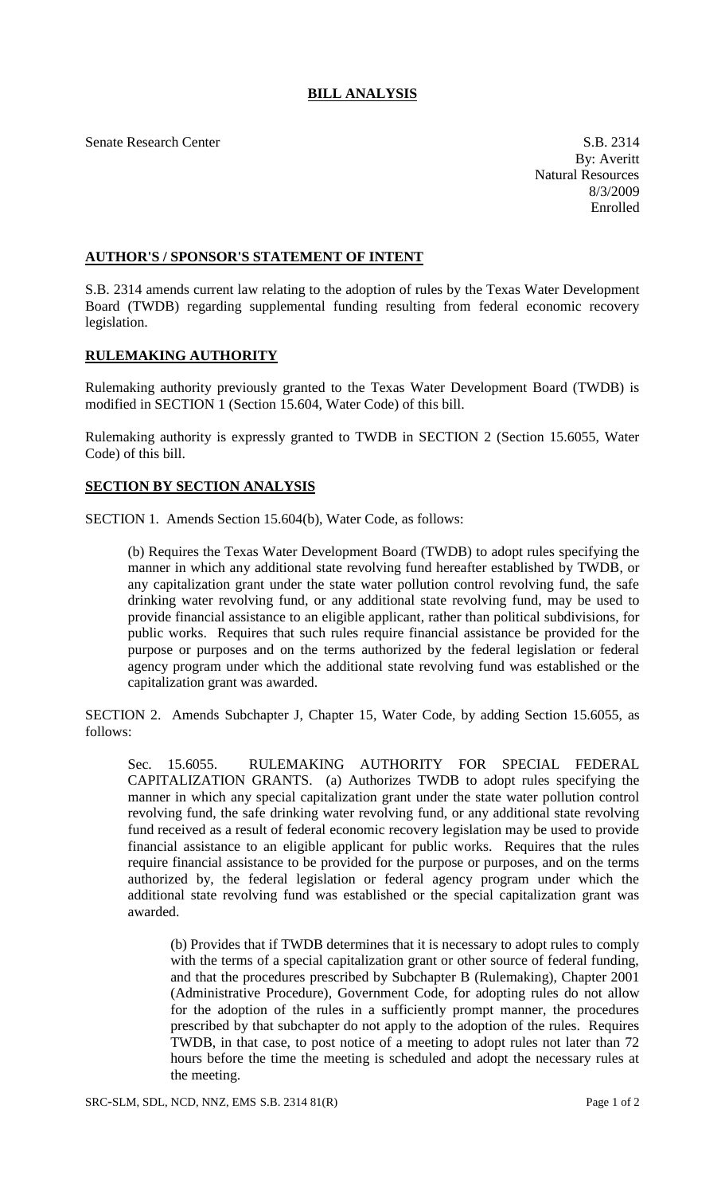# BILL ANALYSIS

Senate Research Center

S.B. 2314
By: Averitt
Natural Resources
8/3/2009
Enrolled

## AUTHOR'S / SPONSOR'S STATEMENT OF INTENT

S.B. 2314 amends current law relating to the adoption of rules by the Texas Water Development Board (TWDB) regarding supplemental funding resulting from federal economic recovery legislation.

## RULEMAKING AUTHORITY

Rulemaking authority previously granted to the Texas Water Development Board (TWDB) is modified in SECTION 1 (Section 15.604, Water Code) of this bill.

Rulemaking authority is expressly granted to TWDB in SECTION 2 (Section 15.6055, Water Code) of this bill.

## SECTION BY SECTION ANALYSIS

SECTION 1. Amends Section 15.604(b), Water Code, as follows:

(b) Requires the Texas Water Development Board (TWDB) to adopt rules specifying the manner in which any additional state revolving fund hereafter established by TWDB, or any capitalization grant under the state water pollution control revolving fund, the safe drinking water revolving fund, or any additional state revolving fund, may be used to provide financial assistance to an eligible applicant, rather than political subdivisions, for public works. Requires that such rules require financial assistance be provided for the purpose or purposes and on the terms authorized by the federal legislation or federal agency program under which the additional state revolving fund was established or the capitalization grant was awarded.

SECTION 2. Amends Subchapter J, Chapter 15, Water Code, by adding Section 15.6055, as follows:

Sec. 15.6055. RULEMAKING AUTHORITY FOR SPECIAL FEDERAL CAPITALIZATION GRANTS. (a) Authorizes TWDB to adopt rules specifying the manner in which any special capitalization grant under the state water pollution control revolving fund, the safe drinking water revolving fund, or any additional state revolving fund received as a result of federal economic recovery legislation may be used to provide financial assistance to an eligible applicant for public works. Requires that the rules require financial assistance to be provided for the purpose or purposes, and on the terms authorized by, the federal legislation or federal agency program under which the additional state revolving fund was established or the special capitalization grant was awarded.

(b) Provides that if TWDB determines that it is necessary to adopt rules to comply with the terms of a special capitalization grant or other source of federal funding, and that the procedures prescribed by Subchapter B (Rulemaking), Chapter 2001 (Administrative Procedure), Government Code, for adopting rules do not allow for the adoption of the rules in a sufficiently prompt manner, the procedures prescribed by that subchapter do not apply to the adoption of the rules. Requires TWDB, in that case, to post notice of a meeting to adopt rules not later than 72 hours before the time the meeting is scheduled and adopt the necessary rules at the meeting.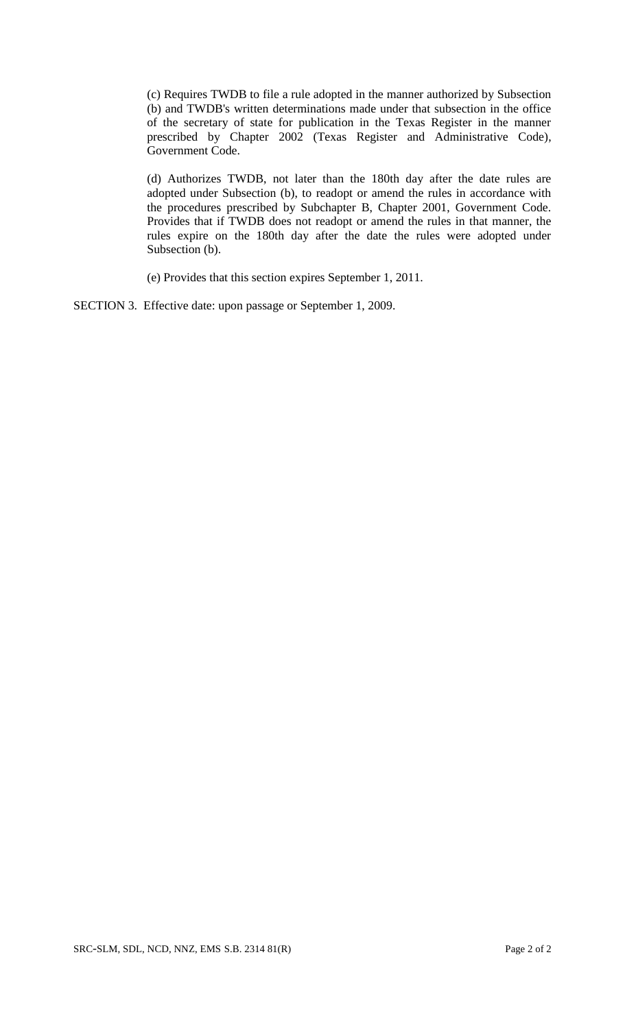(c) Requires TWDB to file a rule adopted in the manner authorized by Subsection (b) and TWDB's written determinations made under that subsection in the office of the secretary of state for publication in the Texas Register in the manner prescribed by Chapter 2002 (Texas Register and Administrative Code), Government Code.

(d) Authorizes TWDB, not later than the 180th day after the date rules are adopted under Subsection (b), to readopt or amend the rules in accordance with the procedures prescribed by Subchapter B, Chapter 2001, Government Code. Provides that if TWDB does not readopt or amend the rules in that manner, the rules expire on the 180th day after the date the rules were adopted under Subsection (b).

(e) Provides that this section expires September 1, 2011.

SECTION 3. Effective date: upon passage or September 1, 2009.